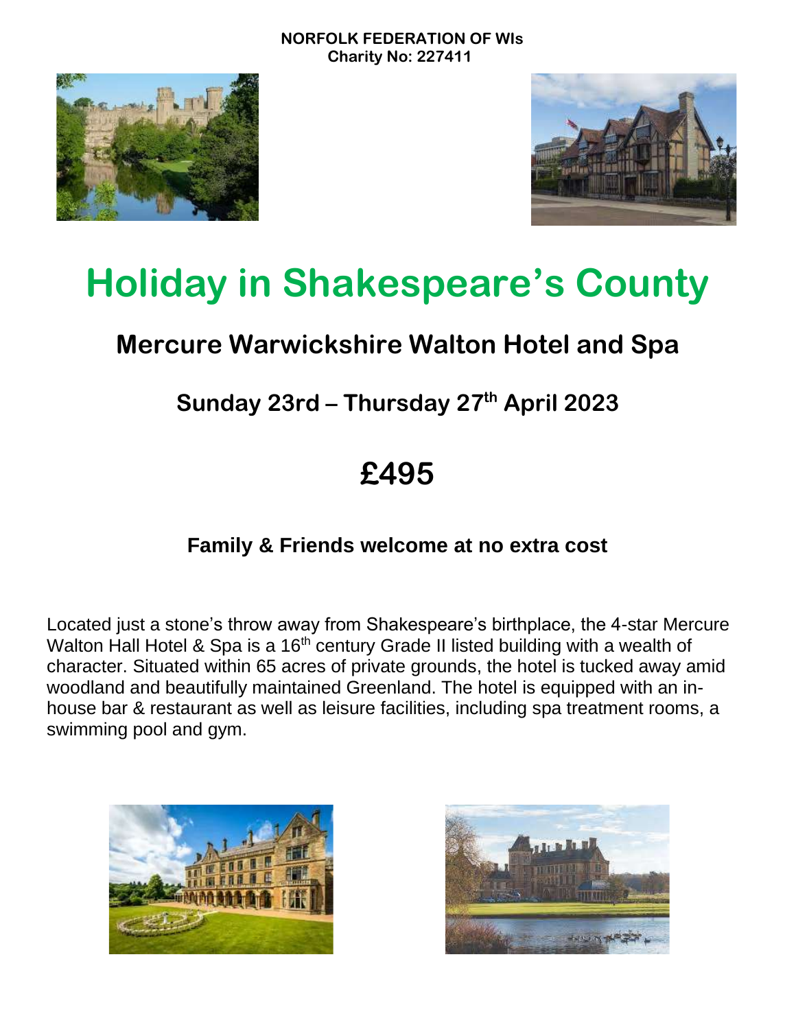**NORFOLK FEDERATION OF WIs**
**Charity No: 227411**

# Holiday in Shakespeare's County

## Mercure Warwickshire Walton Hotel and Spa

### Sunday 23rd – Thursday 27th April 2023

# £495

**Family & Friends welcome at no extra cost**

Located just a stone's throw away from Shakespeare's birthplace, the 4-star Mercure Walton Hall Hotel & Spa is a 16th century Grade II listed building with a wealth of character. Situated within 65 acres of private grounds, the hotel is tucked away amid woodland and beautifully maintained Greenland. The hotel is equipped with an in-house bar & restaurant as well as leisure facilities, including spa treatment rooms, a swimming pool and gym.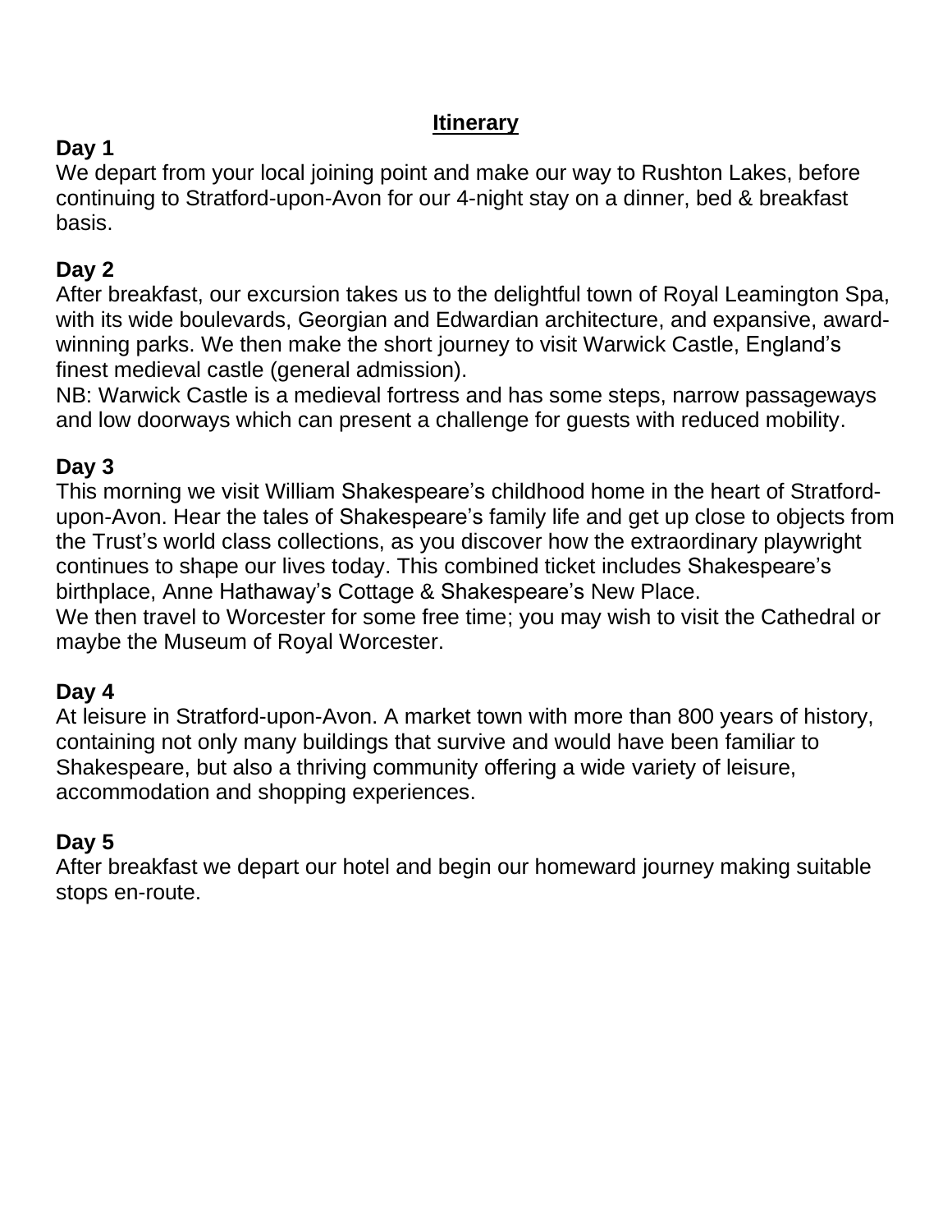## Itinerary

### Day 1

We depart from your local joining point and make our way to Rushton Lakes, before continuing to Stratford-upon-Avon for our 4-night stay on a dinner, bed & breakfast basis.

### Day 2

After breakfast, our excursion takes us to the delightful town of Royal Leamington Spa, with its wide boulevards, Georgian and Edwardian architecture, and expansive, award-winning parks. We then make the short journey to visit Warwick Castle, England's finest medieval castle (general admission).

NB: Warwick Castle is a medieval fortress and has some steps, narrow passageways and low doorways which can present a challenge for guests with reduced mobility.

### Day 3

This morning we visit William Shakespeare's childhood home in the heart of Stratford-upon-Avon. Hear the tales of Shakespeare's family life and get up close to objects from the Trust's world class collections, as you discover how the extraordinary playwright continues to shape our lives today. This combined ticket includes Shakespeare's birthplace, Anne Hathaway's Cottage & Shakespeare's New Place.

We then travel to Worcester for some free time; you may wish to visit the Cathedral or maybe the Museum of Royal Worcester.

### Day 4

At leisure in Stratford-upon-Avon. A market town with more than 800 years of history, containing not only many buildings that survive and would have been familiar to Shakespeare, but also a thriving community offering a wide variety of leisure, accommodation and shopping experiences.

### Day 5

After breakfast we depart our hotel and begin our homeward journey making suitable stops en-route.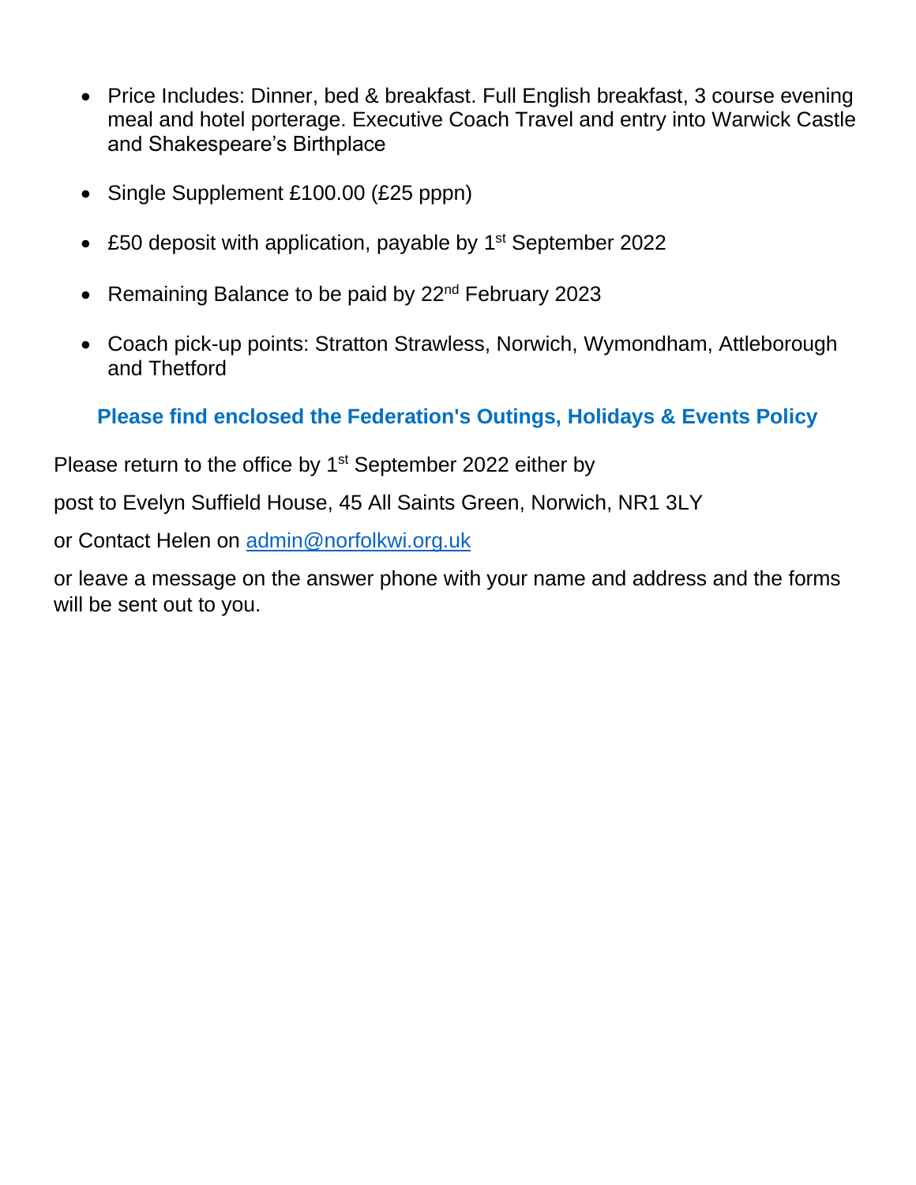- Price Includes: Dinner, bed & breakfast. Full English breakfast, 3 course evening meal and hotel porterage. Executive Coach Travel and entry into Warwick Castle and Shakespeare's Birthplace

- Single Supplement £100.00 (£25 pppn)

- £50 deposit with application, payable by 1st September 2022

- Remaining Balance to be paid by 22nd February 2023

- Coach pick-up points: Stratton Strawless, Norwich, Wymondham, Attleborough and Thetford

**Please find enclosed the Federation's Outings, Holidays & Events Policy**

Please return to the office by 1st September 2022 either by

post to Evelyn Suffield House, 45 All Saints Green, Norwich, NR1 3LY

or Contact Helen on admin@norfolkwi.org.uk

or leave a message on the answer phone with your name and address and the forms will be sent out to you.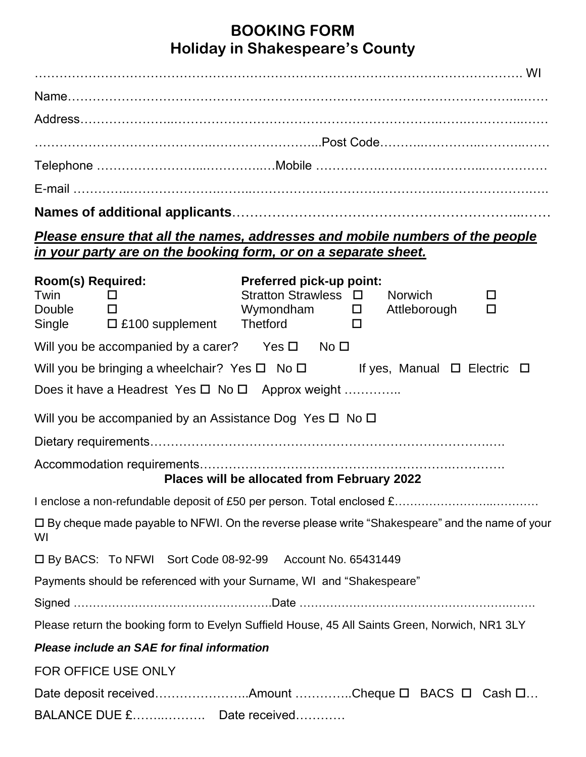# BOOKING FORM
## Holiday in Shakespeare's County

………………………………………………………………………………………………………. WI

Name……………………………………………………………………………………………………

Address………………………………………………………………………………………………

…………………………………………………………………..Post Code……………………………

Telephone …………………………………………Mobile ……………………………………………

E-mail ………………………………………………………………………………………………

**Names of additional applicants**……………………………………………………………

***Please ensure that all the names, addresses and mobile numbers of the people in your party are on the booking form, or on a separate sheet.***

**Room(s) Required:**

Twin ☐
Double ☐
Single ☐ £100 supplement

**Preferred pick-up point:**

Stratton Strawless ☐ Norwich ☐
Wymondham ☐ Attleborough ☐
Thetford ☐

Will you be accompanied by a carer? Yes ☐ No ☐

Will you be bringing a wheelchair? Yes ☐ No ☐ If yes, Manual ☐ Electric ☐

Does it have a Headrest Yes ☐ No ☐ Approx weight …………..

Will you be accompanied by an Assistance Dog Yes ☐ No ☐

Dietary requirements………………………………………………………………………….

Accommodation requirements………………………………………………………………….

**Places will be allocated from February 2022**

I enclose a non-refundable deposit of £50 per person. Total enclosed £……………………………

☐ By cheque made payable to NFWI. On the reverse please write "Shakespeare" and the name of your WI

☐ By BACS: To NFWI Sort Code 08-92-99 Account No. 65431449

Payments should be referenced with your Surname, WI and "Shakespeare"

Signed …………………………………………….Date ……………………………………………….

Please return the booking form to Evelyn Suffield House, 45 All Saints Green, Norwich, NR1 3LY

***Please include an SAE for final information***

FOR OFFICE USE ONLY

Date deposit received…………………..Amount …………..Cheque ☐ BACS ☐ Cash ☐…

BALANCE DUE £………………. Date received…………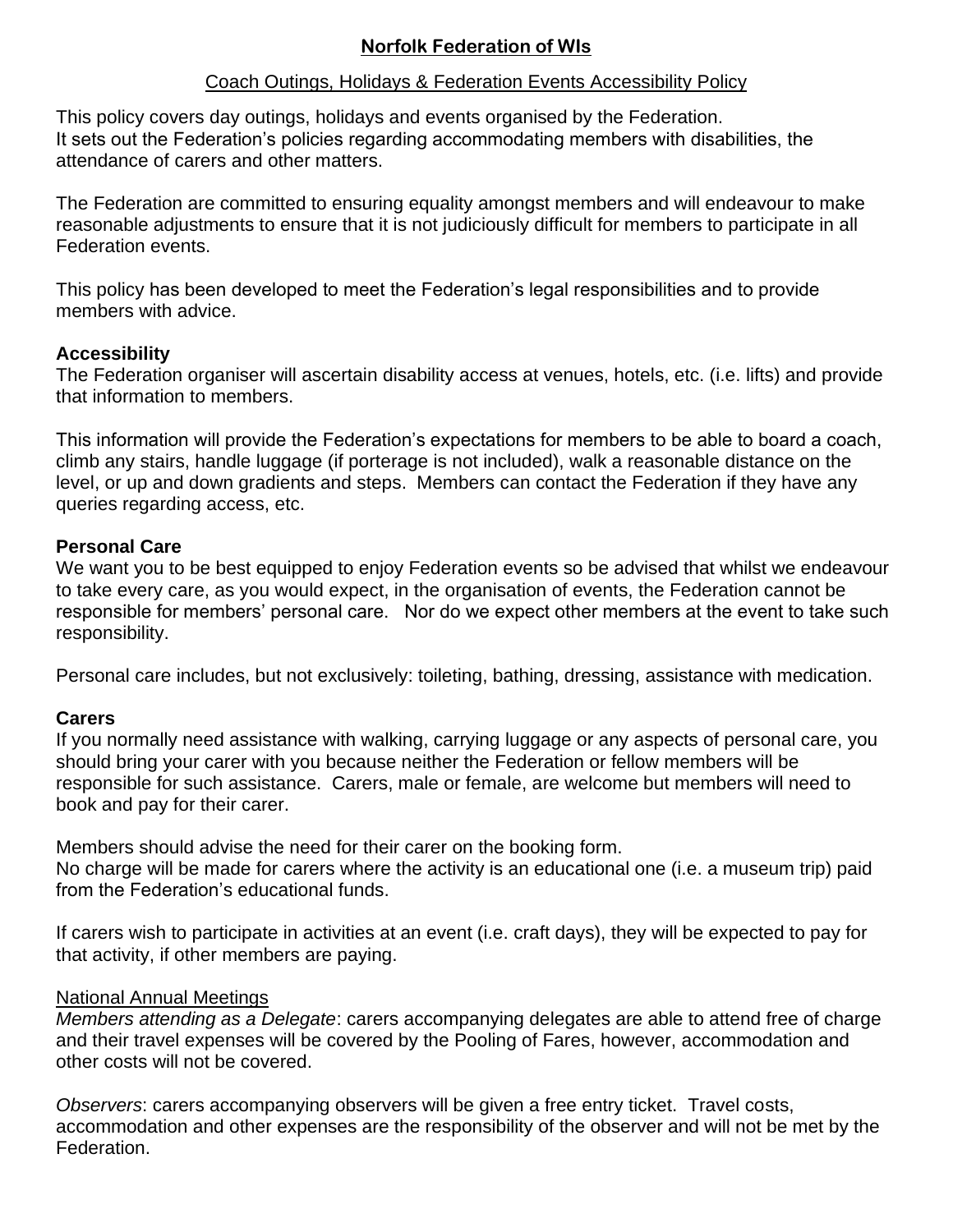# Norfolk Federation of WIs

## Coach Outings, Holidays & Federation Events Accessibility Policy

This policy covers day outings, holidays and events organised by the Federation.
It sets out the Federation's policies regarding accommodating members with disabilities, the attendance of carers and other matters.

The Federation are committed to ensuring equality amongst members and will endeavour to make reasonable adjustments to ensure that it is not judiciously difficult for members to participate in all Federation events.

This policy has been developed to meet the Federation's legal responsibilities and to provide members with advice.

### Accessibility

The Federation organiser will ascertain disability access at venues, hotels, etc. (i.e. lifts) and provide that information to members.

This information will provide the Federation's expectations for members to be able to board a coach, climb any stairs, handle luggage (if porterage is not included), walk a reasonable distance on the level, or up and down gradients and steps. Members can contact the Federation if they have any queries regarding access, etc.

### Personal Care

We want you to be best equipped to enjoy Federation events so be advised that whilst we endeavour to take every care, as you would expect, in the organisation of events, the Federation cannot be responsible for members' personal care. Nor do we expect other members at the event to take such responsibility.

Personal care includes, but not exclusively: toileting, bathing, dressing, assistance with medication.

### Carers

If you normally need assistance with walking, carrying luggage or any aspects of personal care, you should bring your carer with you because neither the Federation or fellow members will be responsible for such assistance. Carers, male or female, are welcome but members will need to book and pay for their carer.

Members should advise the need for their carer on the booking form.
No charge will be made for carers where the activity is an educational one (i.e. a museum trip) paid from the Federation's educational funds.

If carers wish to participate in activities at an event (i.e. craft days), they will be expected to pay for that activity, if other members are paying.

#### National Annual Meetings

*Members attending as a Delegate*: carers accompanying delegates are able to attend free of charge and their travel expenses will be covered by the Pooling of Fares, however, accommodation and other costs will not be covered.

*Observers*: carers accompanying observers will be given a free entry ticket. Travel costs, accommodation and other expenses are the responsibility of the observer and will not be met by the Federation.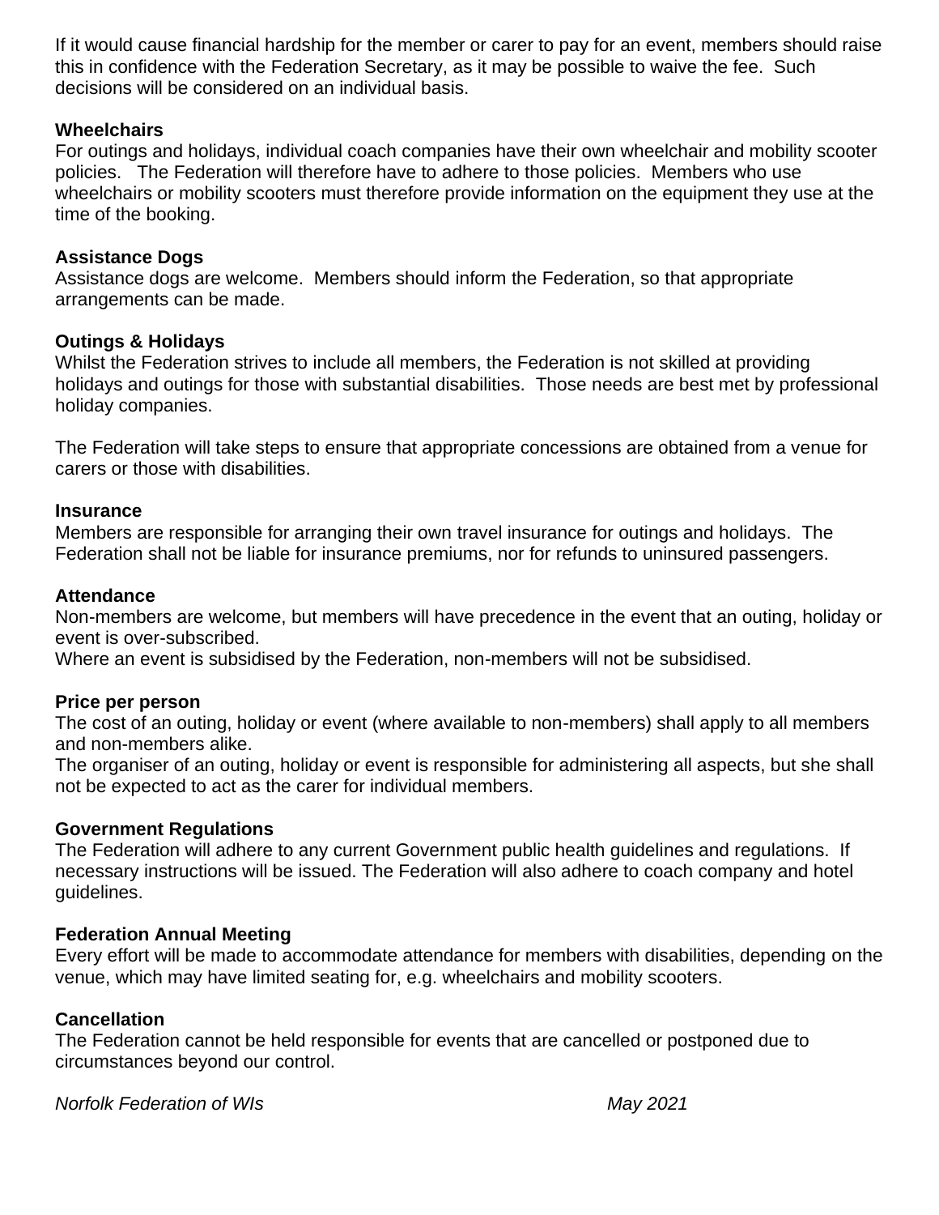If it would cause financial hardship for the member or carer to pay for an event, members should raise this in confidence with the Federation Secretary, as it may be possible to waive the fee. Such decisions will be considered on an individual basis.

**Wheelchairs**
For outings and holidays, individual coach companies have their own wheelchair and mobility scooter policies. The Federation will therefore have to adhere to those policies. Members who use wheelchairs or mobility scooters must therefore provide information on the equipment they use at the time of the booking.

**Assistance Dogs**
Assistance dogs are welcome. Members should inform the Federation, so that appropriate arrangements can be made.

**Outings & Holidays**
Whilst the Federation strives to include all members, the Federation is not skilled at providing holidays and outings for those with substantial disabilities. Those needs are best met by professional holiday companies.

The Federation will take steps to ensure that appropriate concessions are obtained from a venue for carers or those with disabilities.

**Insurance**
Members are responsible for arranging their own travel insurance for outings and holidays. The Federation shall not be liable for insurance premiums, nor for refunds to uninsured passengers.

**Attendance**
Non-members are welcome, but members will have precedence in the event that an outing, holiday or event is over-subscribed.
Where an event is subsidised by the Federation, non-members will not be subsidised.

**Price per person**
The cost of an outing, holiday or event (where available to non-members) shall apply to all members and non-members alike.
The organiser of an outing, holiday or event is responsible for administering all aspects, but she shall not be expected to act as the carer for individual members.

**Government Regulations**
The Federation will adhere to any current Government public health guidelines and regulations. If necessary instructions will be issued. The Federation will also adhere to coach company and hotel guidelines.

**Federation Annual Meeting**
Every effort will be made to accommodate attendance for members with disabilities, depending on the venue, which may have limited seating for, e.g. wheelchairs and mobility scooters.

**Cancellation**
The Federation cannot be held responsible for events that are cancelled or postponed due to circumstances beyond our control.

*Norfolk Federation of WIs* *May 2021*